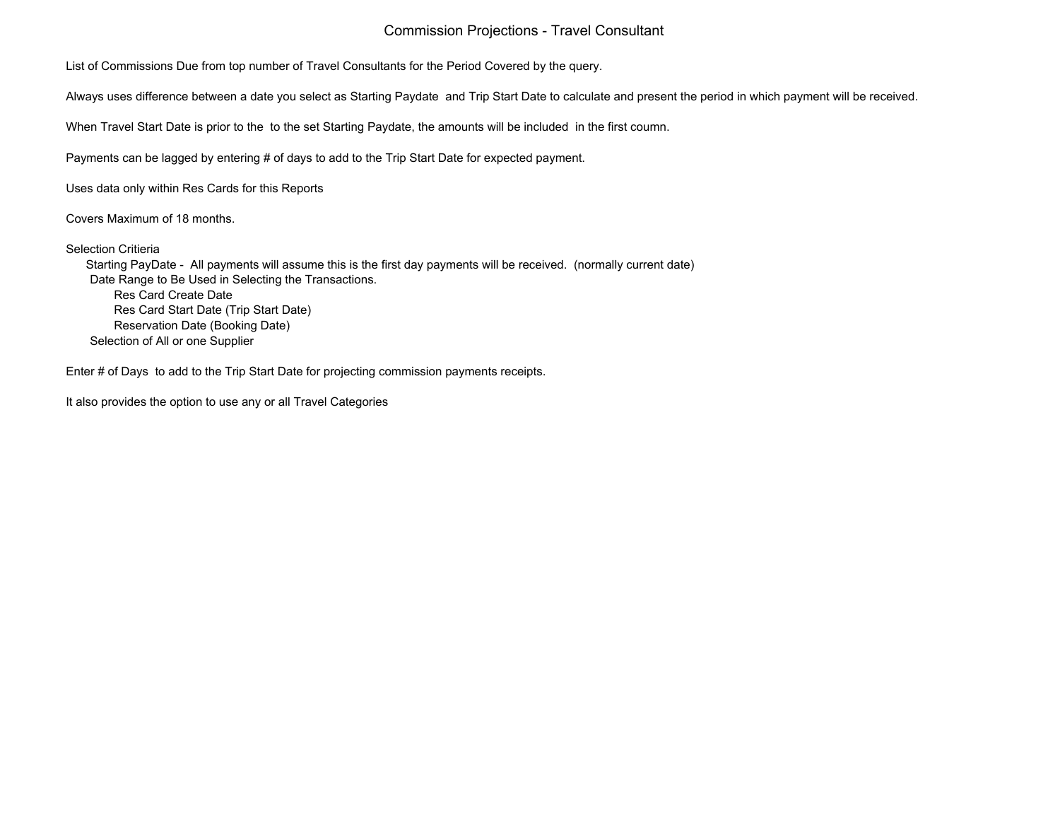# Commission Projections - Travel Consultant

List of Commissions Due from top number of Travel Consultants for the Period Covered by the query.

Always uses difference between a date you select as Starting Paydate  and Trip Start Date to calculate and present the period in which payment will be received.

When Travel Start Date is prior to the  to the set Starting Paydate, the amounts will be included  in the first coumn.

Payments can be lagged by entering # of days to add to the Trip Start Date for expected payment.

Uses data only within Res Cards for this Reports

Covers Maximum of 18 months.

Selection Critieria
- Starting PayDate -  All payments will assume this is the first day payments will be received.  (normally current date)
- Date Range to Be Used in Selecting the Transactions.
  - Res Card Create Date
  - Res Card Start Date (Trip Start Date)
  - Reservation Date (Booking Date)
- Selection of All or one Supplier

Enter # of Days  to add to the Trip Start Date for projecting commission payments receipts.

It also provides the option to use any or all Travel Categories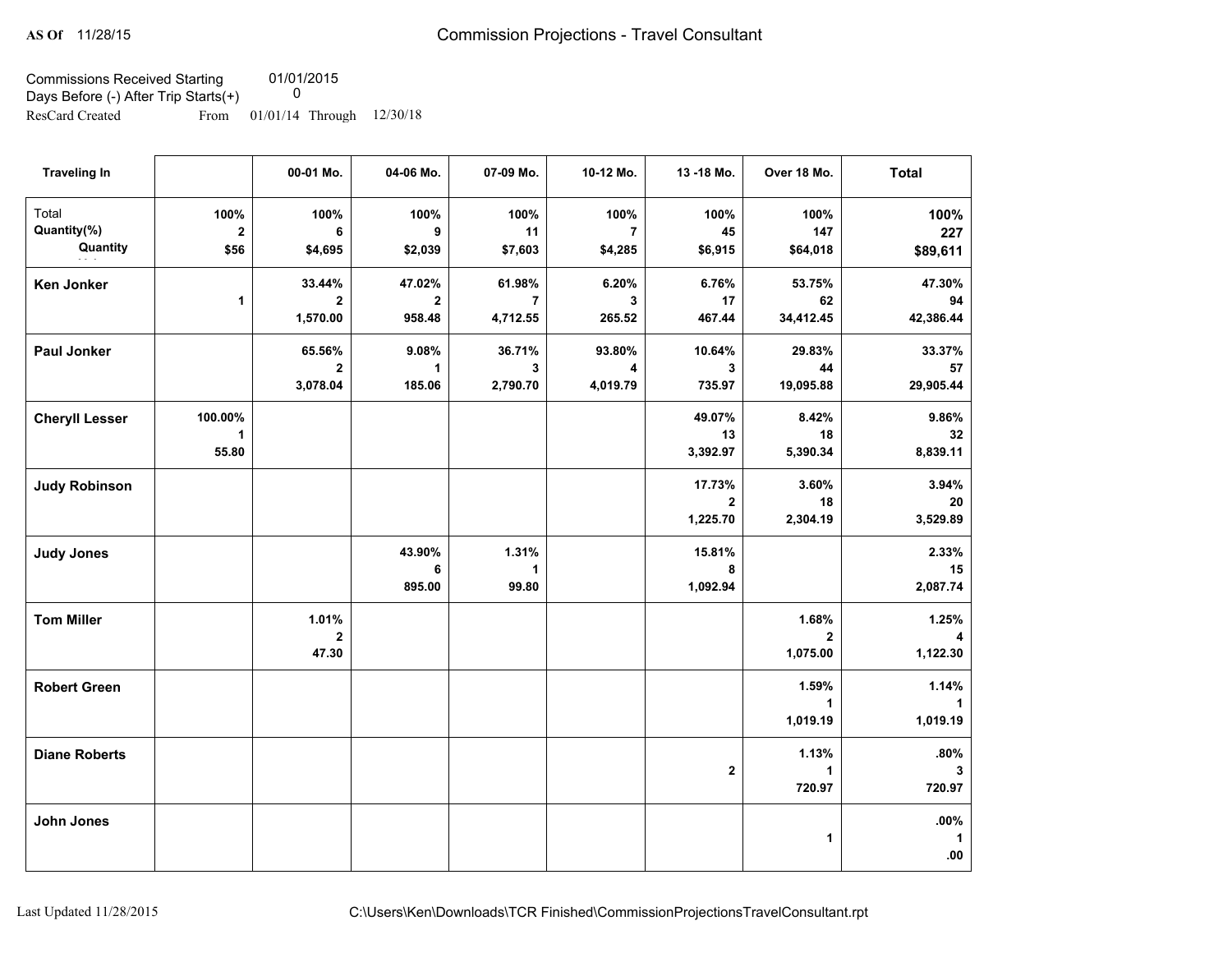**AS Of** 11/28/15

# Commission Projections - Travel Consultant

Commissions Received Starting 01/01/2015
Days Before (-) After Trip Starts(+) 0
ResCard Created From 01/01/14 Through 12/30/18

| Traveling In | | 00-01 Mo. | 04-06 Mo. | 07-09 Mo. | 10-12 Mo. | 13 -18 Mo. | Over 18 Mo. | Total |
|---|---|---|---|---|---|---|---|---|
| Total Quantity(%) Quantity | 100% 2 $56 | 100% 6 $4,695 | 100% 9 $2,039 | 100% 11 $7,603 | 100% 7 $4,285 | 100% 45 $6,915 | 100% 147 $64,018 | 100% 227 $89,611 |
| **Ken Jonker** | 1 | 33.44% 2 1,570.00 | 47.02% 2 958.48 | 61.98% 7 4,712.55 | 6.20% 3 265.52 | 6.76% 17 467.44 | 53.75% 62 34,412.45 | 47.30% 94 42,386.44 |
| **Paul Jonker** | | 65.56% 2 3,078.04 | 9.08% 1 185.06 | 36.71% 3 2,790.70 | 93.80% 4 4,019.79 | 10.64% 3 735.97 | 29.83% 44 19,095.88 | 33.37% 57 29,905.44 |
| **Cheryll Lesser** | 100.00% 1 55.80 | | | | | 49.07% 13 3,392.97 | 8.42% 18 5,390.34 | 9.86% 32 8,839.11 |
| **Judy Robinson** | | | | | | 17.73% 2 1,225.70 | 3.60% 18 2,304.19 | 3.94% 20 3,529.89 |
| **Judy Jones** | | | 43.90% 6 895.00 | 1.31% 1 99.80 | | 15.81% 8 1,092.94 | | 2.33% 15 2,087.74 |
| **Tom Miller** | | 1.01% 2 47.30 | | | | | 1.68% 2 1,075.00 | 1.25% 4 1,122.30 |
| **Robert Green** | | | | | | | 1.59% 1 1,019.19 | 1.14% 1 1,019.19 |
| **Diane Roberts** | | | | | | 2 | 1.13% 1 720.97 | .80% 3 720.97 |
| **John Jones** | | | | | | | 1 | .00% 1 .00 |

Last Updated 11/28/2015 C:\Users\Ken\Downloads\TCR Finished\CommissionProjectionsTravelConsultant.rpt